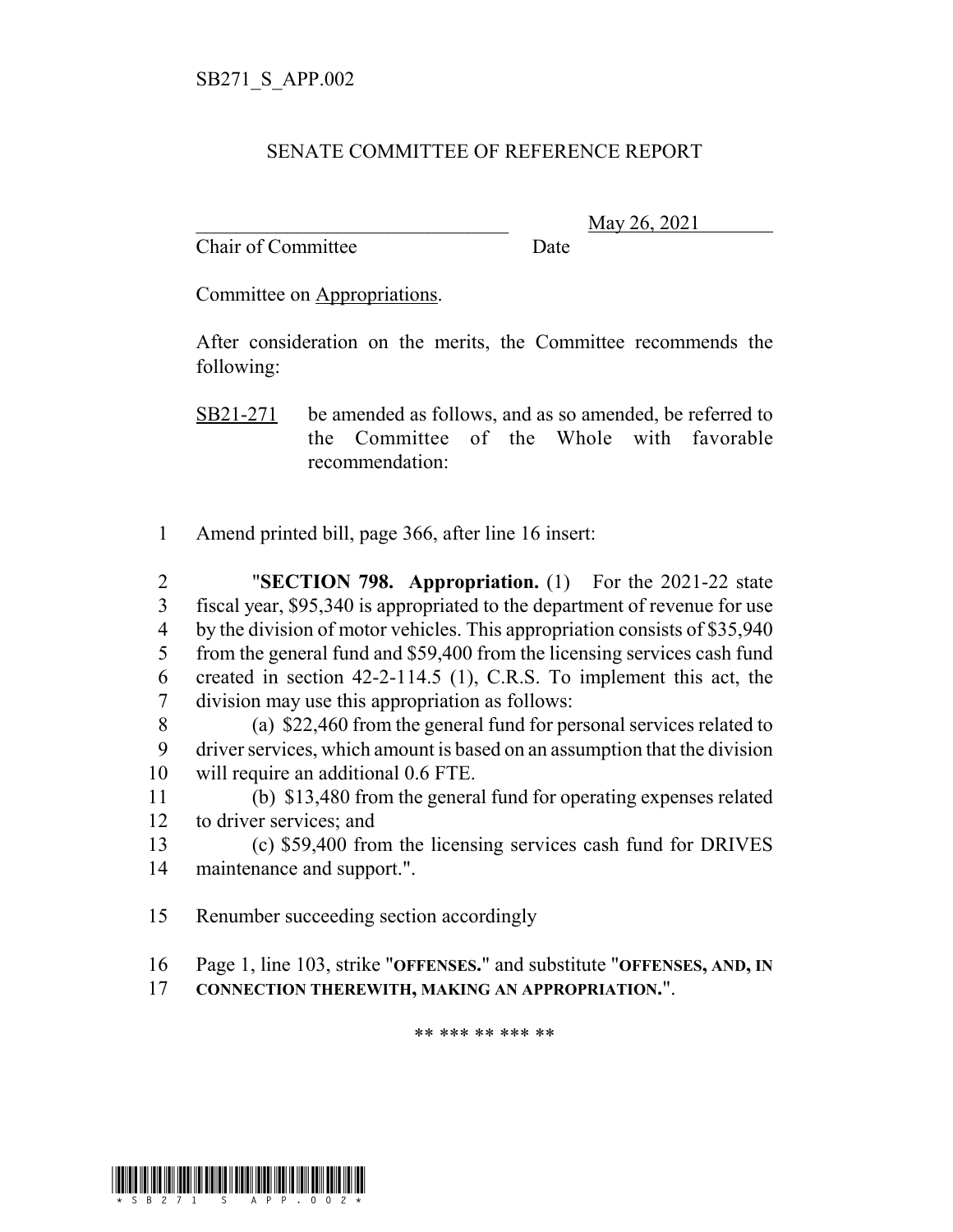SB271_S_APP.002

## SENATE COMMITTEE OF REFERENCE REPORT

________________________________ May 26, 2021
Chair of Committee Date

Committee on Appropriations.

After consideration on the merits, the Committee recommends the following:

SB21-271 be amended as follows, and as so amended, be referred to the Committee of the Whole with favorable recommendation:

1 Amend printed bill, page 366, after line 16 insert:

2 "**SECTION 798. Appropriation.** (1) For the 2021-22 state
3 fiscal year, $95,340 is appropriated to the department of revenue for use
4 by the division of motor vehicles. This appropriation consists of $35,940
5 from the general fund and $59,400 from the licensing services cash fund
6 created in section 42-2-114.5 (1), C.R.S. To implement this act, the
7 division may use this appropriation as follows:
8 (a) $22,460 from the general fund for personal services related to
9 driver services, which amount is based on an assumption that the division
10 will require an additional 0.6 FTE.
11 (b) $13,480 from the general fund for operating expenses related
12 to driver services; and
13 (c) $59,400 from the licensing services cash fund for DRIVES
14 maintenance and support.".

15 Renumber succeeding section accordingly

16 Page 1, line 103, strike "**OFFENSES.**" and substitute "**OFFENSES, AND, IN**
17 **CONNECTION THEREWITH, MAKING AN APPROPRIATION.**".

** *** ** *** **